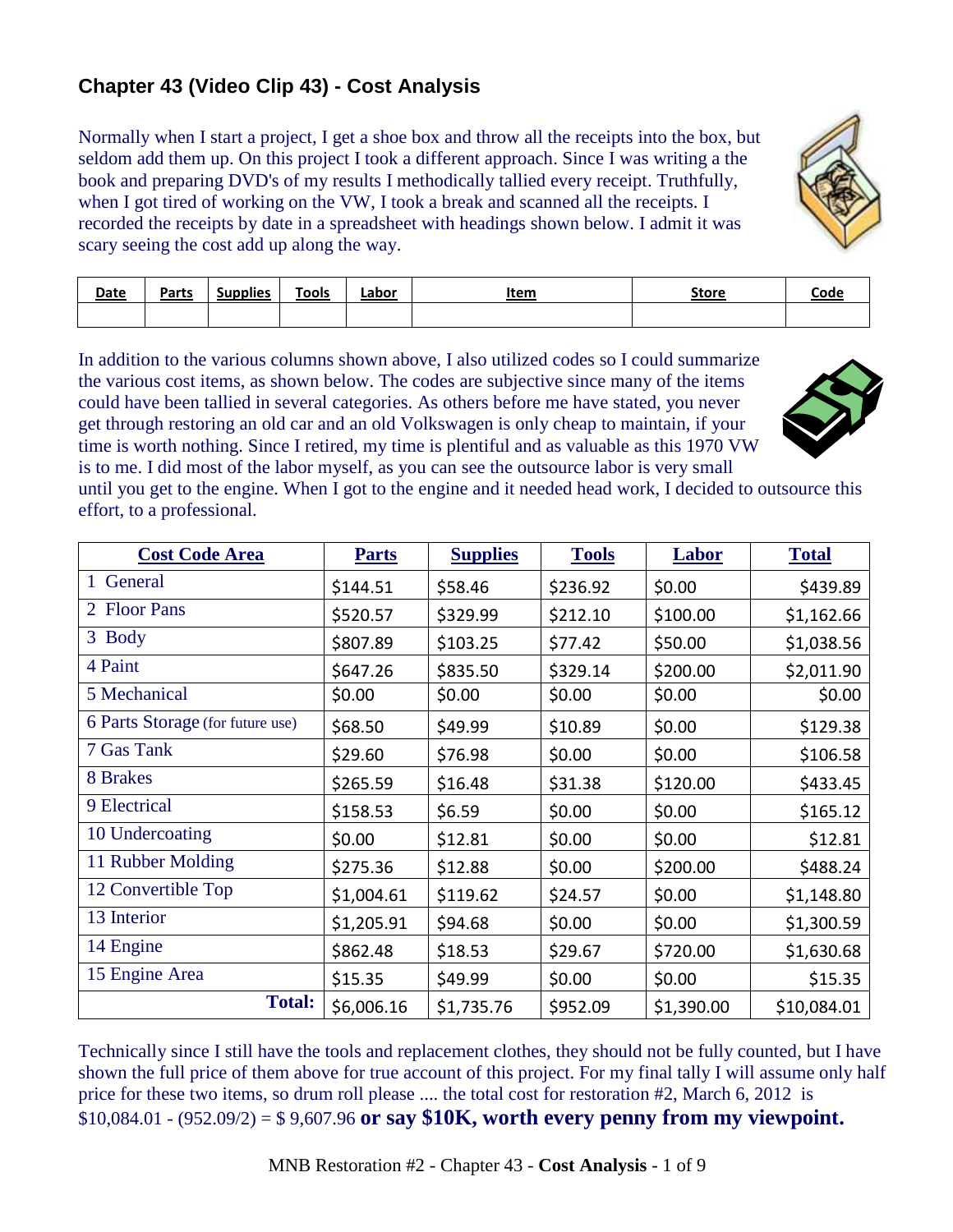## Chapter 43 (Video Clip 43) - Cost Analysis

Normally when I start a project, I get a shoe box and throw all the receipts into the box, but seldom add them up. On this project I took a different approach. Since I was writing a the book and preparing DVD's of my results I methodically tallied every receipt. Truthfully, when I got tired of working on the VW, I took a break and scanned all the receipts. I recorded the receipts by date in a spreadsheet with headings shown below. I admit it was scary seeing the cost add up along the way.

| Date | Parts | Supplies | Tools | Labor | Item | Store | Code |
|---|---|---|---|---|---|---|---|
| | | | | | | | |

In addition to the various columns shown above, I also utilized codes so I could summarize the various cost items, as shown below. The codes are subjective since many of the items could have been tallied in several categories. As others before me have stated, you never get through restoring an old car and an old Volkswagen is only cheap to maintain, if your time is worth nothing. Since I retired, my time is plentiful and as valuable as this 1970 VW is to me. I did most of the labor myself, as you can see the outsource labor is very small until you get to the engine. When I got to the engine and it needed head work, I decided to outsource this effort, to a professional.

| Cost Code Area | Parts | Supplies | Tools | Labor | Total |
|---|---|---|---|---|---|
| 1 General | $144.51 | $58.46 | $236.92 | $0.00 | $439.89 |
| 2 Floor Pans | $520.57 | $329.99 | $212.10 | $100.00 | $1,162.66 |
| 3 Body | $807.89 | $103.25 | $77.42 | $50.00 | $1,038.56 |
| 4 Paint | $647.26 | $835.50 | $329.14 | $200.00 | $2,011.90 |
| 5 Mechanical | $0.00 | $0.00 | $0.00 | $0.00 | $0.00 |
| 6 Parts Storage (for future use) | $68.50 | $49.99 | $10.89 | $0.00 | $129.38 |
| 7 Gas Tank | $29.60 | $76.98 | $0.00 | $0.00 | $106.58 |
| 8 Brakes | $265.59 | $16.48 | $31.38 | $120.00 | $433.45 |
| 9 Electrical | $158.53 | $6.59 | $0.00 | $0.00 | $165.12 |
| 10 Undercoating | $0.00 | $12.81 | $0.00 | $0.00 | $12.81 |
| 11 Rubber Molding | $275.36 | $12.88 | $0.00 | $200.00 | $488.24 |
| 12 Convertible Top | $1,004.61 | $119.62 | $24.57 | $0.00 | $1,148.80 |
| 13 Interior | $1,205.91 | $94.68 | $0.00 | $0.00 | $1,300.59 |
| 14 Engine | $862.48 | $18.53 | $29.67 | $720.00 | $1,630.68 |
| 15 Engine Area | $15.35 | $49.99 | $0.00 | $0.00 | $15.35 |
| **Total:** | $6,006.16 | $1,735.76 | $952.09 | $1,390.00 | $10,084.01 |

Technically since I still have the tools and replacement clothes, they should not be fully counted, but I have shown the full price of them above for true account of this project. For my final tally I will assume only half price for these two items, so drum roll please .... the total cost for restoration #2, March 6, 2012 is $10,084.01 - (952.09/2) = $ 9,607.96 **or say $10K, worth every penny from my viewpoint.**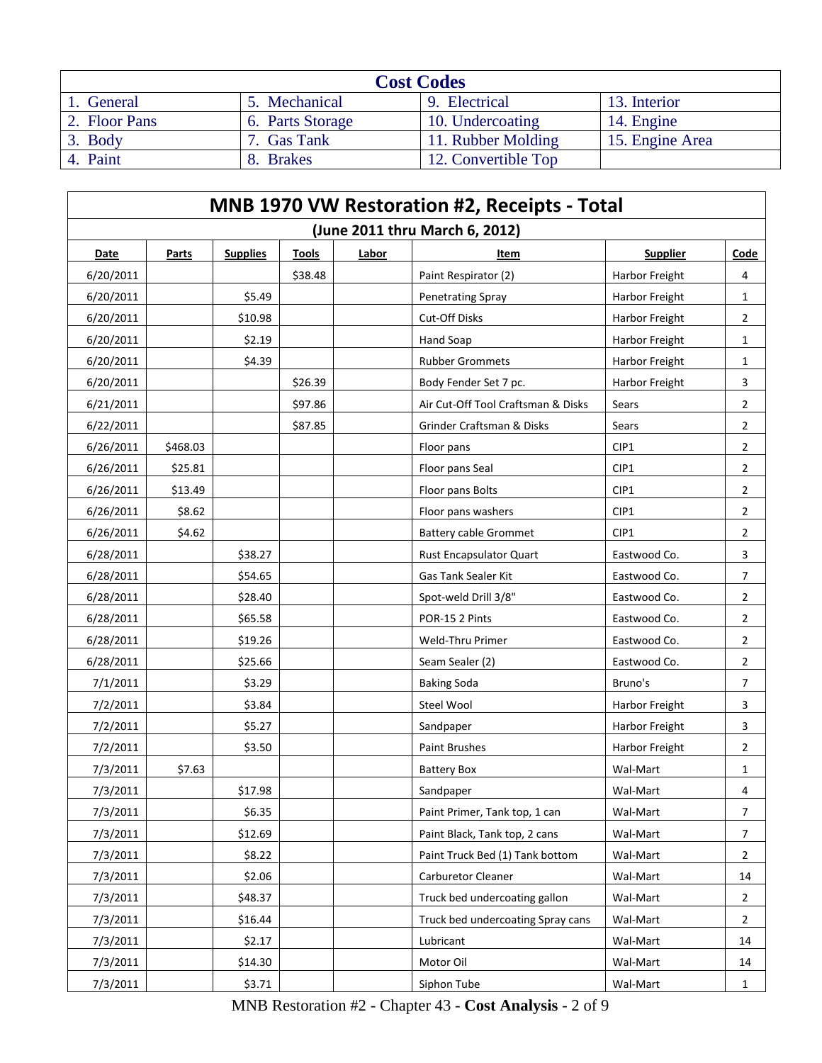| Cost Codes | | | |
|---|---|---|---|
| 1. General | 5. Mechanical | 9. Electrical | 13. Interior |
| 2. Floor Pans | 6. Parts Storage | 10. Undercoating | 14. Engine |
| 3. Body | 7. Gas Tank | 11. Rubber Molding | 15. Engine Area |
| 4. Paint | 8. Brakes | 12. Convertible Top | |

## MNB 1970 VW Restoration #2, Receipts - Total

### (June 2011 thru March 6, 2012)

| Date | Parts | Supplies | Tools | Labor | Item | Supplier | Code |
|---|---|---|---|---|---|---|---|
| 6/20/2011 | | | $38.48 | | Paint Respirator (2) | Harbor Freight | 4 |
| 6/20/2011 | | $5.49 | | | Penetrating Spray | Harbor Freight | 1 |
| 6/20/2011 | | $10.98 | | | Cut-Off Disks | Harbor Freight | 2 |
| 6/20/2011 | | $2.19 | | | Hand Soap | Harbor Freight | 1 |
| 6/20/2011 | | $4.39 | | | Rubber Grommets | Harbor Freight | 1 |
| 6/20/2011 | | | $26.39 | | Body Fender Set 7 pc. | Harbor Freight | 3 |
| 6/21/2011 | | | $97.86 | | Air Cut-Off Tool Craftsman & Disks | Sears | 2 |
| 6/22/2011 | | | $87.85 | | Grinder Craftsman & Disks | Sears | 2 |
| 6/26/2011 | $468.03 | | | | Floor pans | CIP1 | 2 |
| 6/26/2011 | $25.81 | | | | Floor pans Seal | CIP1 | 2 |
| 6/26/2011 | $13.49 | | | | Floor pans Bolts | CIP1 | 2 |
| 6/26/2011 | $8.62 | | | | Floor pans washers | CIP1 | 2 |
| 6/26/2011 | $4.62 | | | | Battery cable Grommet | CIP1 | 2 |
| 6/28/2011 | | $38.27 | | | Rust Encapsulator Quart | Eastwood Co. | 3 |
| 6/28/2011 | | $54.65 | | | Gas Tank Sealer Kit | Eastwood Co. | 7 |
| 6/28/2011 | | $28.40 | | | Spot-weld Drill 3/8" | Eastwood Co. | 2 |
| 6/28/2011 | | $65.58 | | | POR-15 2 Pints | Eastwood Co. | 2 |
| 6/28/2011 | | $19.26 | | | Weld-Thru Primer | Eastwood Co. | 2 |
| 6/28/2011 | | $25.66 | | | Seam Sealer (2) | Eastwood Co. | 2 |
| 7/1/2011 | | $3.29 | | | Baking Soda | Bruno's | 7 |
| 7/2/2011 | | $3.84 | | | Steel Wool | Harbor Freight | 3 |
| 7/2/2011 | | $5.27 | | | Sandpaper | Harbor Freight | 3 |
| 7/2/2011 | | $3.50 | | | Paint Brushes | Harbor Freight | 2 |
| 7/3/2011 | $7.63 | | | | Battery Box | Wal-Mart | 1 |
| 7/3/2011 | | $17.98 | | | Sandpaper | Wal-Mart | 4 |
| 7/3/2011 | | $6.35 | | | Paint Primer, Tank top, 1 can | Wal-Mart | 7 |
| 7/3/2011 | | $12.69 | | | Paint Black, Tank top, 2 cans | Wal-Mart | 7 |
| 7/3/2011 | | $8.22 | | | Paint Truck Bed (1) Tank bottom | Wal-Mart | 2 |
| 7/3/2011 | | $2.06 | | | Carburetor Cleaner | Wal-Mart | 14 |
| 7/3/2011 | | $48.37 | | | Truck bed undercoating gallon | Wal-Mart | 2 |
| 7/3/2011 | | $16.44 | | | Truck bed undercoating Spray cans | Wal-Mart | 2 |
| 7/3/2011 | | $2.17 | | | Lubricant | Wal-Mart | 14 |
| 7/3/2011 | | $14.30 | | | Motor Oil | Wal-Mart | 14 |
| 7/3/2011 | | $3.71 | | | Siphon Tube | Wal-Mart | 1 |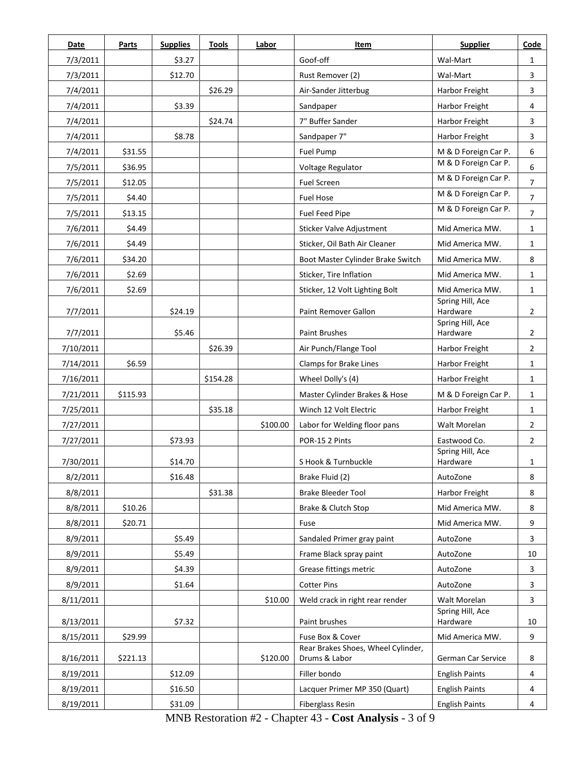| Date | Parts | Supplies | Tools | Labor | Item | Supplier | Code |
|---|---|---|---|---|---|---|---|
| 7/3/2011 | | $3.27 | | | Goof-off | Wal-Mart | 1 |
| 7/3/2011 | | $12.70 | | | Rust Remover (2) | Wal-Mart | 3 |
| 7/4/2011 | | | $26.29 | | Air-Sander Jitterbug | Harbor Freight | 3 |
| 7/4/2011 | | $3.39 | | | Sandpaper | Harbor Freight | 4 |
| 7/4/2011 | | | $24.74 | | 7" Buffer Sander | Harbor Freight | 3 |
| 7/4/2011 | | $8.78 | | | Sandpaper 7" | Harbor Freight | 3 |
| 7/4/2011 | $31.55 | | | | Fuel Pump | M & D Foreign Car P. | 6 |
| 7/5/2011 | $36.95 | | | | Voltage Regulator | M & D Foreign Car P. | 6 |
| 7/5/2011 | $12.05 | | | | Fuel Screen | M & D Foreign Car P. | 7 |
| 7/5/2011 | $4.40 | | | | Fuel Hose | M & D Foreign Car P. | 7 |
| 7/5/2011 | $13.15 | | | | Fuel Feed Pipe | M & D Foreign Car P. | 7 |
| 7/6/2011 | $4.49 | | | | Sticker Valve Adjustment | Mid America MW. | 1 |
| 7/6/2011 | $4.49 | | | | Sticker, Oil Bath Air Cleaner | Mid America MW. | 1 |
| 7/6/2011 | $34.20 | | | | Boot Master Cylinder Brake Switch | Mid America MW. | 8 |
| 7/6/2011 | $2.69 | | | | Sticker, Tire Inflation | Mid America MW. | 1 |
| 7/6/2011 | $2.69 | | | | Sticker, 12 Volt Lighting Bolt | Mid America MW. | 1 |
| 7/7/2011 | | $24.19 | | | Paint Remover Gallon | Spring Hill, Ace Hardware | 2 |
| 7/7/2011 | | $5.46 | | | Paint Brushes | Spring Hill, Ace Hardware | 2 |
| 7/10/2011 | | | $26.39 | | Air Punch/Flange Tool | Harbor Freight | 2 |
| 7/14/2011 | $6.59 | | | | Clamps for Brake Lines | Harbor Freight | 1 |
| 7/16/2011 | | | $154.28 | | Wheel Dolly's (4) | Harbor Freight | 1 |
| 7/21/2011 | $115.93 | | | | Master Cylinder Brakes & Hose | M & D Foreign Car P. | 1 |
| 7/25/2011 | | | $35.18 | | Winch 12 Volt Electric | Harbor Freight | 1 |
| 7/27/2011 | | | | $100.00 | Labor for Welding floor pans | Walt Morelan | 2 |
| 7/27/2011 | | $73.93 | | | POR-15 2 Pints | Eastwood Co. | 2 |
| 7/30/2011 | | $14.70 | | | S Hook & Turnbuckle | Spring Hill, Ace Hardware | 1 |
| 8/2/2011 | | $16.48 | | | Brake Fluid (2) | AutoZone | 8 |
| 8/8/2011 | | | $31.38 | | Brake Bleeder Tool | Harbor Freight | 8 |
| 8/8/2011 | $10.26 | | | | Brake & Clutch Stop | Mid America MW. | 8 |
| 8/8/2011 | $20.71 | | | | Fuse | Mid America MW. | 9 |
| 8/9/2011 | | $5.49 | | | Sandaled Primer gray paint | AutoZone | 3 |
| 8/9/2011 | | $5.49 | | | Frame Black spray paint | AutoZone | 10 |
| 8/9/2011 | | $4.39 | | | Grease fittings metric | AutoZone | 3 |
| 8/9/2011 | | $1.64 | | | Cotter Pins | AutoZone | 3 |
| 8/11/2011 | | | | $10.00 | Weld crack in right rear render | Walt Morelan | 3 |
| 8/13/2011 | | $7.32 | | | Paint brushes | Spring Hill, Ace Hardware | 10 |
| 8/15/2011 | $29.99 | | | | Fuse Box & Cover | Mid America MW. | 9 |
| 8/16/2011 | $221.13 | | | $120.00 | Rear Brakes Shoes, Wheel Cylinder, Drums & Labor | German Car Service | 8 |
| 8/19/2011 | | $12.09 | | | Filler bondo | English Paints | 4 |
| 8/19/2011 | | $16.50 | | | Lacquer Primer MP 350 (Quart) | English Paints | 4 |
| 8/19/2011 | | $31.09 | | | Fiberglass Resin | English Paints | 4 |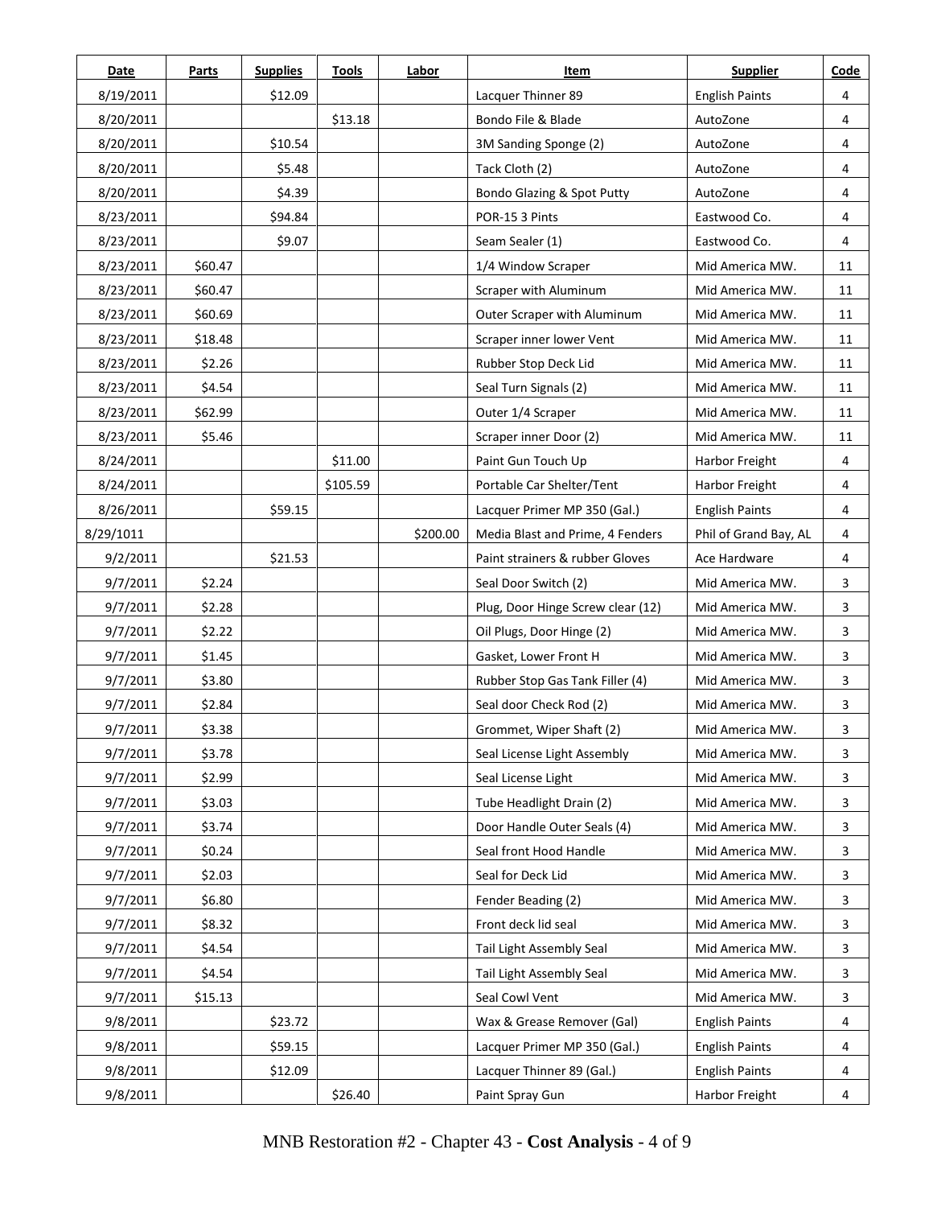| Date | Parts | Supplies | Tools | Labor | Item | Supplier | Code |
|---|---|---|---|---|---|---|---|
| 8/19/2011 | | $12.09 | | | Lacquer Thinner 89 | English Paints | 4 |
| 8/20/2011 | | | $13.18 | | Bondo File & Blade | AutoZone | 4 |
| 8/20/2011 | | $10.54 | | | 3M Sanding Sponge (2) | AutoZone | 4 |
| 8/20/2011 | | $5.48 | | | Tack Cloth (2) | AutoZone | 4 |
| 8/20/2011 | | $4.39 | | | Bondo Glazing & Spot Putty | AutoZone | 4 |
| 8/23/2011 | | $94.84 | | | POR-15 3 Pints | Eastwood Co. | 4 |
| 8/23/2011 | | $9.07 | | | Seam Sealer (1) | Eastwood Co. | 4 |
| 8/23/2011 | $60.47 | | | | 1/4 Window Scraper | Mid America MW. | 11 |
| 8/23/2011 | $60.47 | | | | Scraper with Aluminum | Mid America MW. | 11 |
| 8/23/2011 | $60.69 | | | | Outer Scraper with Aluminum | Mid America MW. | 11 |
| 8/23/2011 | $18.48 | | | | Scraper inner lower Vent | Mid America MW. | 11 |
| 8/23/2011 | $2.26 | | | | Rubber Stop Deck Lid | Mid America MW. | 11 |
| 8/23/2011 | $4.54 | | | | Seal Turn Signals (2) | Mid America MW. | 11 |
| 8/23/2011 | $62.99 | | | | Outer 1/4 Scraper | Mid America MW. | 11 |
| 8/23/2011 | $5.46 | | | | Scraper inner Door (2) | Mid America MW. | 11 |
| 8/24/2011 | | | $11.00 | | Paint Gun Touch Up | Harbor Freight | 4 |
| 8/24/2011 | | | $105.59 | | Portable Car Shelter/Tent | Harbor Freight | 4 |
| 8/26/2011 | | $59.15 | | | Lacquer Primer MP 350 (Gal.) | English Paints | 4 |
| 8/29/1011 | | | | $200.00 | Media Blast and Prime, 4 Fenders | Phil of Grand Bay, AL | 4 |
| 9/2/2011 | | $21.53 | | | Paint strainers & rubber Gloves | Ace Hardware | 4 |
| 9/7/2011 | $2.24 | | | | Seal Door Switch (2) | Mid America MW. | 3 |
| 9/7/2011 | $2.28 | | | | Plug, Door Hinge Screw clear (12) | Mid America MW. | 3 |
| 9/7/2011 | $2.22 | | | | Oil Plugs, Door Hinge (2) | Mid America MW. | 3 |
| 9/7/2011 | $1.45 | | | | Gasket, Lower Front H | Mid America MW. | 3 |
| 9/7/2011 | $3.80 | | | | Rubber Stop Gas Tank Filler (4) | Mid America MW. | 3 |
| 9/7/2011 | $2.84 | | | | Seal door Check Rod (2) | Mid America MW. | 3 |
| 9/7/2011 | $3.38 | | | | Grommet, Wiper Shaft (2) | Mid America MW. | 3 |
| 9/7/2011 | $3.78 | | | | Seal License Light Assembly | Mid America MW. | 3 |
| 9/7/2011 | $2.99 | | | | Seal License Light | Mid America MW. | 3 |
| 9/7/2011 | $3.03 | | | | Tube Headlight Drain (2) | Mid America MW. | 3 |
| 9/7/2011 | $3.74 | | | | Door Handle Outer Seals (4) | Mid America MW. | 3 |
| 9/7/2011 | $0.24 | | | | Seal front Hood Handle | Mid America MW. | 3 |
| 9/7/2011 | $2.03 | | | | Seal for Deck Lid | Mid America MW. | 3 |
| 9/7/2011 | $6.80 | | | | Fender Beading (2) | Mid America MW. | 3 |
| 9/7/2011 | $8.32 | | | | Front deck lid seal | Mid America MW. | 3 |
| 9/7/2011 | $4.54 | | | | Tail Light Assembly Seal | Mid America MW. | 3 |
| 9/7/2011 | $4.54 | | | | Tail Light Assembly Seal | Mid America MW. | 3 |
| 9/7/2011 | $15.13 | | | | Seal Cowl Vent | Mid America MW. | 3 |
| 9/8/2011 | | $23.72 | | | Wax & Grease Remover (Gal) | English Paints | 4 |
| 9/8/2011 | | $59.15 | | | Lacquer Primer MP 350 (Gal.) | English Paints | 4 |
| 9/8/2011 | | $12.09 | | | Lacquer Thinner 89 (Gal.) | English Paints | 4 |
| 9/8/2011 | | | $26.40 | | Paint Spray Gun | Harbor Freight | 4 |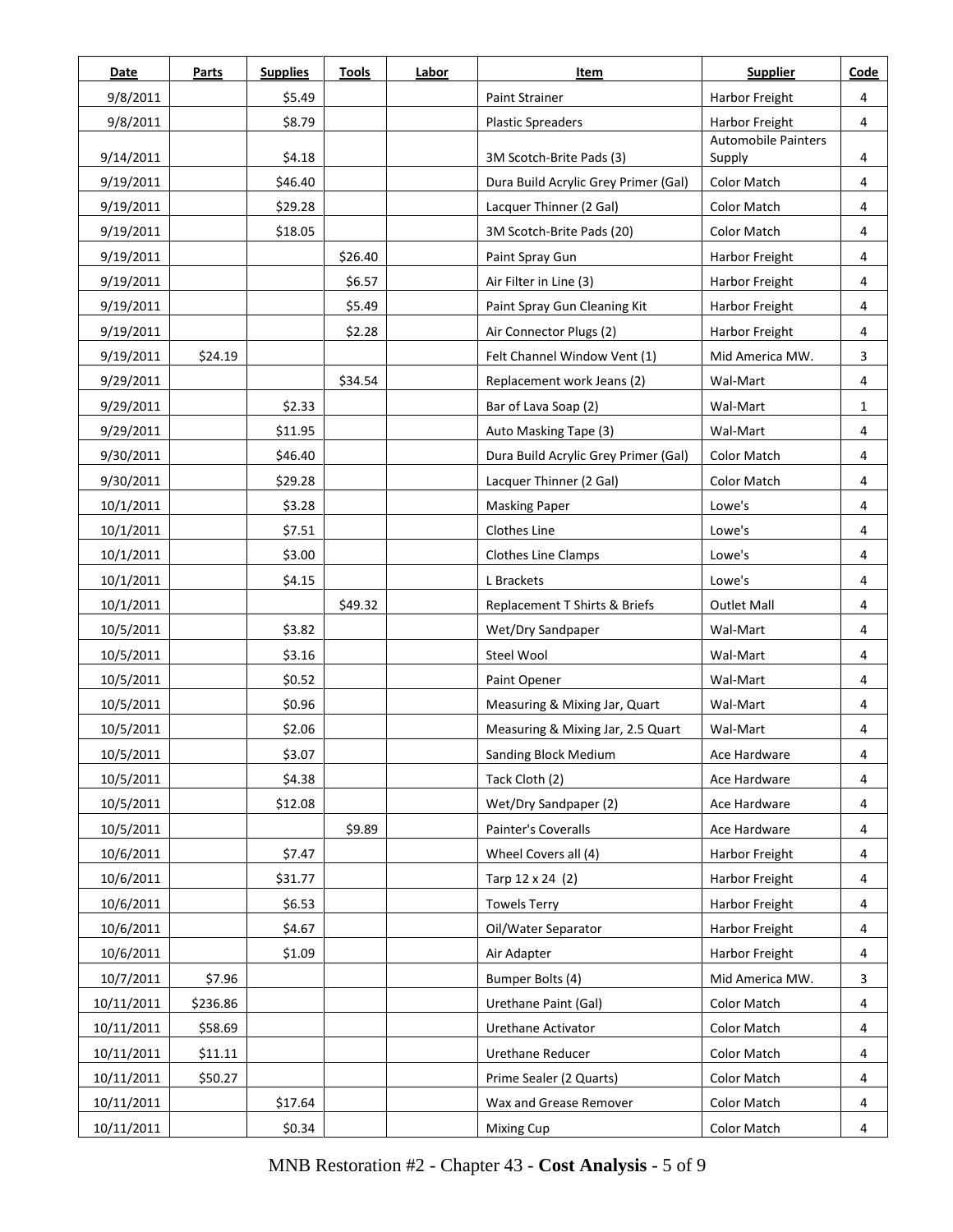| Date | Parts | Supplies | Tools | Labor | Item | Supplier | Code |
|---|---|---|---|---|---|---|---|
| 9/8/2011 | | $5.49 | | | Paint Strainer | Harbor Freight | 4 |
| 9/8/2011 | | $8.79 | | | Plastic Spreaders | Harbor Freight | 4 |
| 9/14/2011 | | $4.18 | | | 3M Scotch-Brite Pads (3) | Automobile Painters Supply | 4 |
| 9/19/2011 | | $46.40 | | | Dura Build Acrylic Grey Primer (Gal) | Color Match | 4 |
| 9/19/2011 | | $29.28 | | | Lacquer Thinner (2 Gal) | Color Match | 4 |
| 9/19/2011 | | $18.05 | | | 3M Scotch-Brite Pads (20) | Color Match | 4 |
| 9/19/2011 | | | $26.40 | | Paint Spray Gun | Harbor Freight | 4 |
| 9/19/2011 | | | $6.57 | | Air Filter in Line (3) | Harbor Freight | 4 |
| 9/19/2011 | | | $5.49 | | Paint Spray Gun Cleaning Kit | Harbor Freight | 4 |
| 9/19/2011 | | | $2.28 | | Air Connector Plugs (2) | Harbor Freight | 4 |
| 9/19/2011 | $24.19 | | | | Felt Channel Window Vent (1) | Mid America MW. | 3 |
| 9/29/2011 | | | $34.54 | | Replacement work Jeans (2) | Wal-Mart | 4 |
| 9/29/2011 | | $2.33 | | | Bar of Lava Soap (2) | Wal-Mart | 1 |
| 9/29/2011 | | $11.95 | | | Auto Masking Tape (3) | Wal-Mart | 4 |
| 9/30/2011 | | $46.40 | | | Dura Build Acrylic Grey Primer (Gal) | Color Match | 4 |
| 9/30/2011 | | $29.28 | | | Lacquer Thinner (2 Gal) | Color Match | 4 |
| 10/1/2011 | | $3.28 | | | Masking Paper | Lowe's | 4 |
| 10/1/2011 | | $7.51 | | | Clothes Line | Lowe's | 4 |
| 10/1/2011 | | $3.00 | | | Clothes Line Clamps | Lowe's | 4 |
| 10/1/2011 | | $4.15 | | | L Brackets | Lowe's | 4 |
| 10/1/2011 | | | $49.32 | | Replacement T Shirts & Briefs | Outlet Mall | 4 |
| 10/5/2011 | | $3.82 | | | Wet/Dry Sandpaper | Wal-Mart | 4 |
| 10/5/2011 | | $3.16 | | | Steel Wool | Wal-Mart | 4 |
| 10/5/2011 | | $0.52 | | | Paint Opener | Wal-Mart | 4 |
| 10/5/2011 | | $0.96 | | | Measuring & Mixing Jar, Quart | Wal-Mart | 4 |
| 10/5/2011 | | $2.06 | | | Measuring & Mixing Jar, 2.5 Quart | Wal-Mart | 4 |
| 10/5/2011 | | $3.07 | | | Sanding Block Medium | Ace Hardware | 4 |
| 10/5/2011 | | $4.38 | | | Tack Cloth (2) | Ace Hardware | 4 |
| 10/5/2011 | | $12.08 | | | Wet/Dry Sandpaper (2) | Ace Hardware | 4 |
| 10/5/2011 | | | $9.89 | | Painter's Coveralls | Ace Hardware | 4 |
| 10/6/2011 | | $7.47 | | | Wheel Covers all (4) | Harbor Freight | 4 |
| 10/6/2011 | | $31.77 | | | Tarp 12 x 24 (2) | Harbor Freight | 4 |
| 10/6/2011 | | $6.53 | | | Towels Terry | Harbor Freight | 4 |
| 10/6/2011 | | $4.67 | | | Oil/Water Separator | Harbor Freight | 4 |
| 10/6/2011 | | $1.09 | | | Air Adapter | Harbor Freight | 4 |
| 10/7/2011 | $7.96 | | | | Bumper Bolts (4) | Mid America MW. | 3 |
| 10/11/2011 | $236.86 | | | | Urethane Paint (Gal) | Color Match | 4 |
| 10/11/2011 | $58.69 | | | | Urethane Activator | Color Match | 4 |
| 10/11/2011 | $11.11 | | | | Urethane Reducer | Color Match | 4 |
| 10/11/2011 | $50.27 | | | | Prime Sealer (2 Quarts) | Color Match | 4 |
| 10/11/2011 | | $17.64 | | | Wax and Grease Remover | Color Match | 4 |
| 10/11/2011 | | $0.34 | | | Mixing Cup | Color Match | 4 |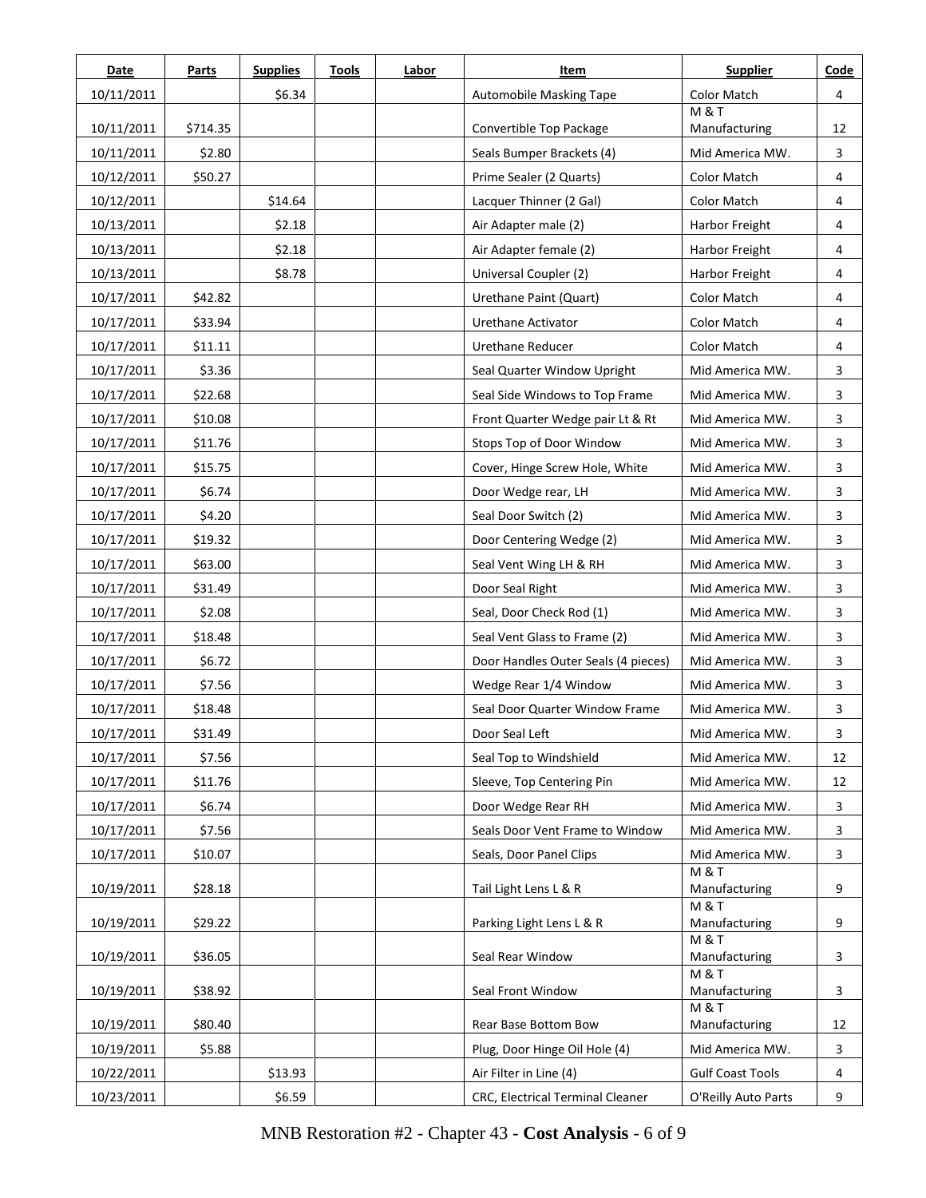| Date | Parts | Supplies | Tools | Labor | Item | Supplier | Code |
|---|---|---|---|---|---|---|---|
| 10/11/2011 | | $6.34 | | | Automobile Masking Tape | Color Match | 4 |
| 10/11/2011 | $714.35 | | | | Convertible Top Package | M & T Manufacturing | 12 |
| 10/11/2011 | $2.80 | | | | Seals Bumper Brackets (4) | Mid America MW. | 3 |
| 10/12/2011 | $50.27 | | | | Prime Sealer (2 Quarts) | Color Match | 4 |
| 10/12/2011 | | $14.64 | | | Lacquer Thinner (2 Gal) | Color Match | 4 |
| 10/13/2011 | | $2.18 | | | Air Adapter male (2) | Harbor Freight | 4 |
| 10/13/2011 | | $2.18 | | | Air Adapter female (2) | Harbor Freight | 4 |
| 10/13/2011 | | $8.78 | | | Universal Coupler (2) | Harbor Freight | 4 |
| 10/17/2011 | $42.82 | | | | Urethane Paint (Quart) | Color Match | 4 |
| 10/17/2011 | $33.94 | | | | Urethane Activator | Color Match | 4 |
| 10/17/2011 | $11.11 | | | | Urethane Reducer | Color Match | 4 |
| 10/17/2011 | $3.36 | | | | Seal Quarter Window Upright | Mid America MW. | 3 |
| 10/17/2011 | $22.68 | | | | Seal Side Windows to Top Frame | Mid America MW. | 3 |
| 10/17/2011 | $10.08 | | | | Front Quarter Wedge pair Lt & Rt | Mid America MW. | 3 |
| 10/17/2011 | $11.76 | | | | Stops Top of Door Window | Mid America MW. | 3 |
| 10/17/2011 | $15.75 | | | | Cover, Hinge Screw Hole, White | Mid America MW. | 3 |
| 10/17/2011 | $6.74 | | | | Door Wedge rear, LH | Mid America MW. | 3 |
| 10/17/2011 | $4.20 | | | | Seal Door Switch (2) | Mid America MW. | 3 |
| 10/17/2011 | $19.32 | | | | Door Centering Wedge (2) | Mid America MW. | 3 |
| 10/17/2011 | $63.00 | | | | Seal Vent Wing LH & RH | Mid America MW. | 3 |
| 10/17/2011 | $31.49 | | | | Door Seal Right | Mid America MW. | 3 |
| 10/17/2011 | $2.08 | | | | Seal, Door Check Rod (1) | Mid America MW. | 3 |
| 10/17/2011 | $18.48 | | | | Seal Vent Glass to Frame (2) | Mid America MW. | 3 |
| 10/17/2011 | $6.72 | | | | Door Handles Outer Seals (4 pieces) | Mid America MW. | 3 |
| 10/17/2011 | $7.56 | | | | Wedge Rear 1/4 Window | Mid America MW. | 3 |
| 10/17/2011 | $18.48 | | | | Seal Door Quarter Window Frame | Mid America MW. | 3 |
| 10/17/2011 | $31.49 | | | | Door Seal Left | Mid America MW. | 3 |
| 10/17/2011 | $7.56 | | | | Seal Top to Windshield | Mid America MW. | 12 |
| 10/17/2011 | $11.76 | | | | Sleeve, Top Centering Pin | Mid America MW. | 12 |
| 10/17/2011 | $6.74 | | | | Door Wedge Rear RH | Mid America MW. | 3 |
| 10/17/2011 | $7.56 | | | | Seals Door Vent Frame to Window | Mid America MW. | 3 |
| 10/17/2011 | $10.07 | | | | Seals, Door Panel Clips | Mid America MW. | 3 |
| 10/19/2011 | $28.18 | | | | Tail Light Lens L & R | M & T Manufacturing | 9 |
| 10/19/2011 | $29.22 | | | | Parking Light Lens L & R | M & T Manufacturing | 9 |
| 10/19/2011 | $36.05 | | | | Seal Rear Window | M & T Manufacturing | 3 |
| 10/19/2011 | $38.92 | | | | Seal Front Window | M & T Manufacturing | 3 |
| 10/19/2011 | $80.40 | | | | Rear Base Bottom Bow | M & T Manufacturing | 12 |
| 10/19/2011 | $5.88 | | | | Plug, Door Hinge Oil Hole (4) | Mid America MW. | 3 |
| 10/22/2011 | | $13.93 | | | Air Filter in Line (4) | Gulf Coast Tools | 4 |
| 10/23/2011 | | $6.59 | | | CRC, Electrical Terminal Cleaner | O'Reilly Auto Parts | 9 |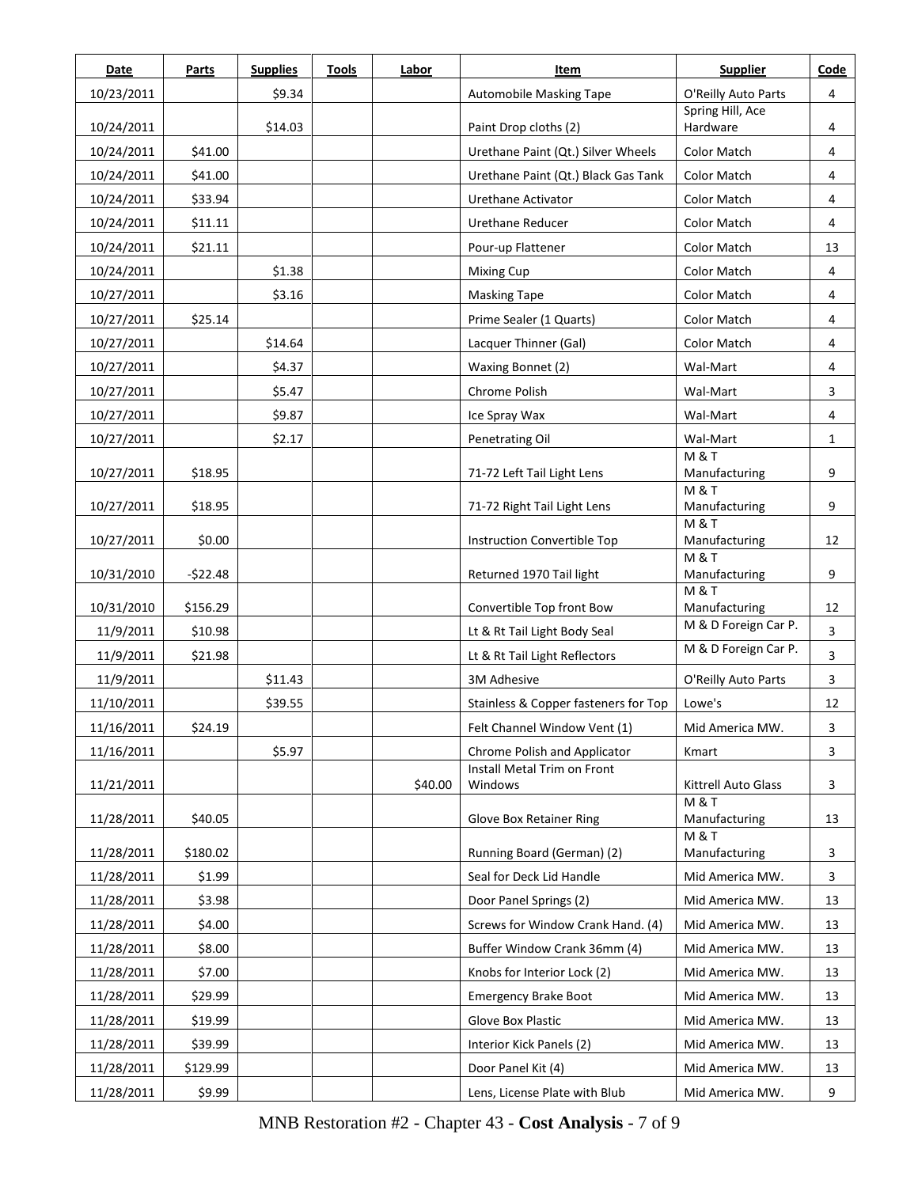| Date | Parts | Supplies | Tools | Labor | Item | Supplier | Code |
|---|---|---|---|---|---|---|---|
| 10/23/2011 | | $9.34 | | | Automobile Masking Tape | O'Reilly Auto Parts | 4 |
| 10/24/2011 | | $14.03 | | | Paint Drop cloths (2) | Spring Hill, Ace Hardware | 4 |
| 10/24/2011 | $41.00 | | | | Urethane Paint (Qt.) Silver Wheels | Color Match | 4 |
| 10/24/2011 | $41.00 | | | | Urethane Paint (Qt.) Black Gas Tank | Color Match | 4 |
| 10/24/2011 | $33.94 | | | | Urethane Activator | Color Match | 4 |
| 10/24/2011 | $11.11 | | | | Urethane Reducer | Color Match | 4 |
| 10/24/2011 | $21.11 | | | | Pour-up Flattener | Color Match | 13 |
| 10/24/2011 | | $1.38 | | | Mixing Cup | Color Match | 4 |
| 10/27/2011 | | $3.16 | | | Masking Tape | Color Match | 4 |
| 10/27/2011 | $25.14 | | | | Prime Sealer (1 Quarts) | Color Match | 4 |
| 10/27/2011 | | $14.64 | | | Lacquer Thinner (Gal) | Color Match | 4 |
| 10/27/2011 | | $4.37 | | | Waxing Bonnet (2) | Wal-Mart | 4 |
| 10/27/2011 | | $5.47 | | | Chrome Polish | Wal-Mart | 3 |
| 10/27/2011 | | $9.87 | | | Ice Spray Wax | Wal-Mart | 4 |
| 10/27/2011 | | $2.17 | | | Penetrating Oil | Wal-Mart | 1 |
| 10/27/2011 | $18.95 | | | | 71-72 Left Tail Light Lens | M & T Manufacturing | 9 |
| 10/27/2011 | $18.95 | | | | 71-72 Right Tail Light Lens | M & T Manufacturing | 9 |
| 10/27/2011 | $0.00 | | | | Instruction Convertible Top | M & T Manufacturing | 12 |
| 10/31/2010 | -$22.48 | | | | Returned 1970 Tail light | M & T Manufacturing | 9 |
| 10/31/2010 | $156.29 | | | | Convertible Top front Bow | M & T Manufacturing | 12 |
| 11/9/2011 | $10.98 | | | | Lt & Rt Tail Light Body Seal | M & D Foreign Car P. | 3 |
| 11/9/2011 | $21.98 | | | | Lt & Rt Tail Light Reflectors | M & D Foreign Car P. | 3 |
| 11/9/2011 | | $11.43 | | | 3M Adhesive | O'Reilly Auto Parts | 3 |
| 11/10/2011 | | $39.55 | | | Stainless & Copper fasteners for Top | Lowe's | 12 |
| 11/16/2011 | $24.19 | | | | Felt Channel Window Vent (1) | Mid America MW. | 3 |
| 11/16/2011 | | $5.97 | | | Chrome Polish and Applicator | Kmart | 3 |
| 11/21/2011 | | | | $40.00 | Install Metal Trim on Front Windows | Kittrell Auto Glass | 3 |
| 11/28/2011 | $40.05 | | | | Glove Box Retainer Ring | M & T Manufacturing | 13 |
| 11/28/2011 | $180.02 | | | | Running Board (German) (2) | M & T Manufacturing | 3 |
| 11/28/2011 | $1.99 | | | | Seal for Deck Lid Handle | Mid America MW. | 3 |
| 11/28/2011 | $3.98 | | | | Door Panel Springs (2) | Mid America MW. | 13 |
| 11/28/2011 | $4.00 | | | | Screws for Window Crank Hand. (4) | Mid America MW. | 13 |
| 11/28/2011 | $8.00 | | | | Buffer Window Crank 36mm (4) | Mid America MW. | 13 |
| 11/28/2011 | $7.00 | | | | Knobs for Interior Lock (2) | Mid America MW. | 13 |
| 11/28/2011 | $29.99 | | | | Emergency Brake Boot | Mid America MW. | 13 |
| 11/28/2011 | $19.99 | | | | Glove Box Plastic | Mid America MW. | 13 |
| 11/28/2011 | $39.99 | | | | Interior Kick Panels (2) | Mid America MW. | 13 |
| 11/28/2011 | $129.99 | | | | Door Panel Kit (4) | Mid America MW. | 13 |
| 11/28/2011 | $9.99 | | | | Lens, License Plate with Blub | Mid America MW. | 9 |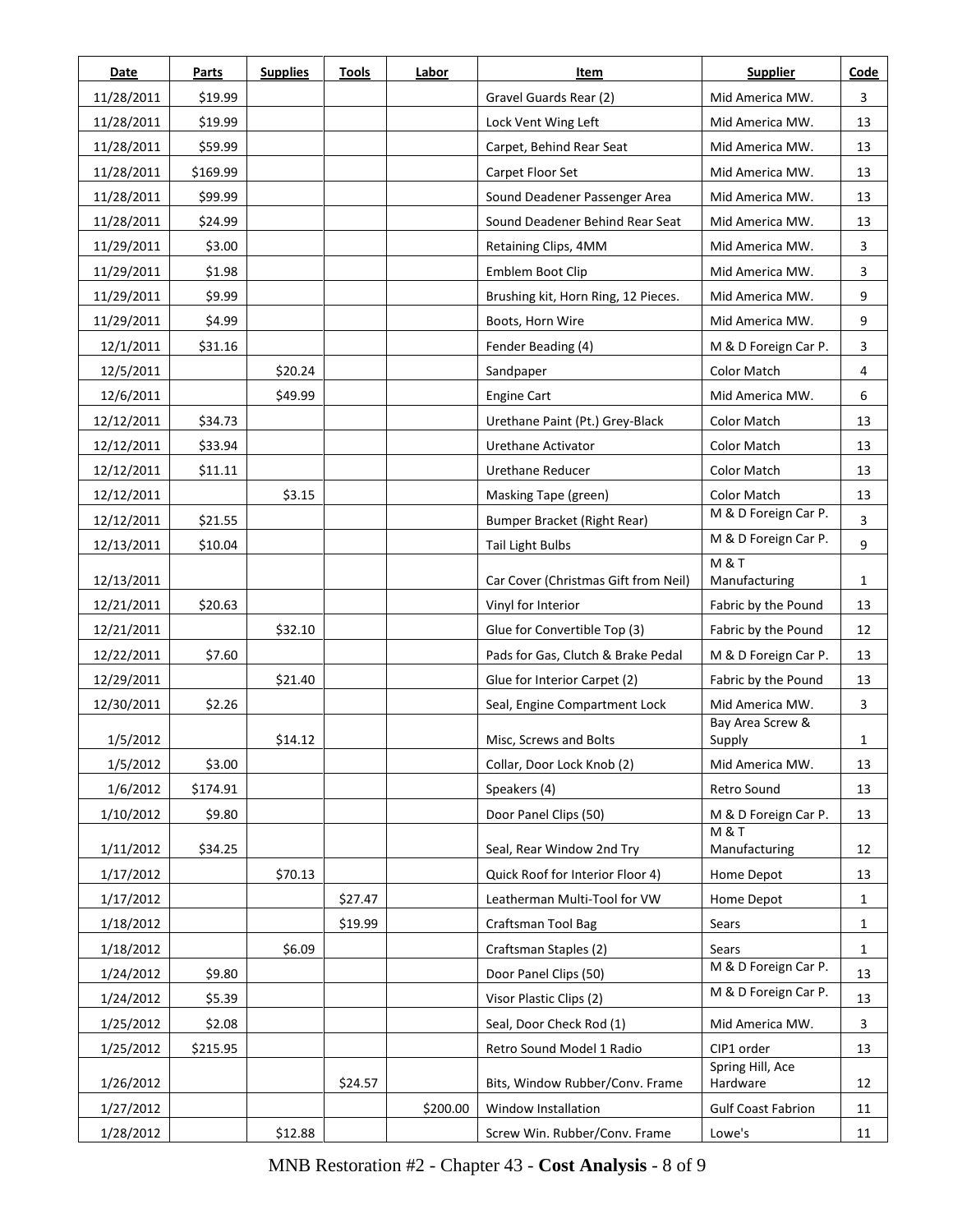| Date | Parts | Supplies | Tools | Labor | Item | Supplier | Code |
|---|---|---|---|---|---|---|---|
| 11/28/2011 | $19.99 | | | | Gravel Guards Rear (2) | Mid America MW. | 3 |
| 11/28/2011 | $19.99 | | | | Lock Vent Wing Left | Mid America MW. | 13 |
| 11/28/2011 | $59.99 | | | | Carpet, Behind Rear Seat | Mid America MW. | 13 |
| 11/28/2011 | $169.99 | | | | Carpet Floor Set | Mid America MW. | 13 |
| 11/28/2011 | $99.99 | | | | Sound Deadener Passenger Area | Mid America MW. | 13 |
| 11/28/2011 | $24.99 | | | | Sound Deadener Behind Rear Seat | Mid America MW. | 13 |
| 11/29/2011 | $3.00 | | | | Retaining Clips, 4MM | Mid America MW. | 3 |
| 11/29/2011 | $1.98 | | | | Emblem Boot Clip | Mid America MW. | 3 |
| 11/29/2011 | $9.99 | | | | Brushing kit, Horn Ring, 12 Pieces. | Mid America MW. | 9 |
| 11/29/2011 | $4.99 | | | | Boots, Horn Wire | Mid America MW. | 9 |
| 12/1/2011 | $31.16 | | | | Fender Beading (4) | M & D Foreign Car P. | 3 |
| 12/5/2011 | | $20.24 | | | Sandpaper | Color Match | 4 |
| 12/6/2011 | | $49.99 | | | Engine Cart | Mid America MW. | 6 |
| 12/12/2011 | $34.73 | | | | Urethane Paint (Pt.) Grey-Black | Color Match | 13 |
| 12/12/2011 | $33.94 | | | | Urethane Activator | Color Match | 13 |
| 12/12/2011 | $11.11 | | | | Urethane Reducer | Color Match | 13 |
| 12/12/2011 | | $3.15 | | | Masking Tape (green) | Color Match | 13 |
| 12/12/2011 | $21.55 | | | | Bumper Bracket (Right Rear) | M & D Foreign Car P. | 3 |
| 12/13/2011 | $10.04 | | | | Tail Light Bulbs | M & D Foreign Car P. | 9 |
| 12/13/2011 | | | | | Car Cover (Christmas Gift from Neil) | M & T Manufacturing | 1 |
| 12/21/2011 | $20.63 | | | | Vinyl for Interior | Fabric by the Pound | 13 |
| 12/21/2011 | | $32.10 | | | Glue for Convertible Top (3) | Fabric by the Pound | 12 |
| 12/22/2011 | $7.60 | | | | Pads for Gas, Clutch & Brake Pedal | M & D Foreign Car P. | 13 |
| 12/29/2011 | | $21.40 | | | Glue for Interior Carpet (2) | Fabric by the Pound | 13 |
| 12/30/2011 | $2.26 | | | | Seal, Engine Compartment Lock | Mid America MW. | 3 |
| 1/5/2012 | | $14.12 | | | Misc, Screws and Bolts | Bay Area Screw & Supply | 1 |
| 1/5/2012 | $3.00 | | | | Collar, Door Lock Knob (2) | Mid America MW. | 13 |
| 1/6/2012 | $174.91 | | | | Speakers (4) | Retro Sound | 13 |
| 1/10/2012 | $9.80 | | | | Door Panel Clips (50) | M & D Foreign Car P. | 13 |
| 1/11/2012 | $34.25 | | | | Seal, Rear Window 2nd Try | M & T Manufacturing | 12 |
| 1/17/2012 | | $70.13 | | | Quick Roof for Interior Floor 4) | Home Depot | 13 |
| 1/17/2012 | | | $27.47 | | Leatherman Multi-Tool for VW | Home Depot | 1 |
| 1/18/2012 | | | $19.99 | | Craftsman Tool Bag | Sears | 1 |
| 1/18/2012 | | $6.09 | | | Craftsman Staples (2) | Sears | 1 |
| 1/24/2012 | $9.80 | | | | Door Panel Clips (50) | M & D Foreign Car P. | 13 |
| 1/24/2012 | $5.39 | | | | Visor Plastic Clips (2) | M & D Foreign Car P. | 13 |
| 1/25/2012 | $2.08 | | | | Seal, Door Check Rod (1) | Mid America MW. | 3 |
| 1/25/2012 | $215.95 | | | | Retro Sound Model 1 Radio | CIP1 order | 13 |
| 1/26/2012 | | | $24.57 | | Bits, Window Rubber/Conv. Frame | Spring Hill, Ace Hardware | 12 |
| 1/27/2012 | | | | $200.00 | Window Installation | Gulf Coast Fabrion | 11 |
| 1/28/2012 | | $12.88 | | | Screw Win. Rubber/Conv. Frame | Lowe's | 11 |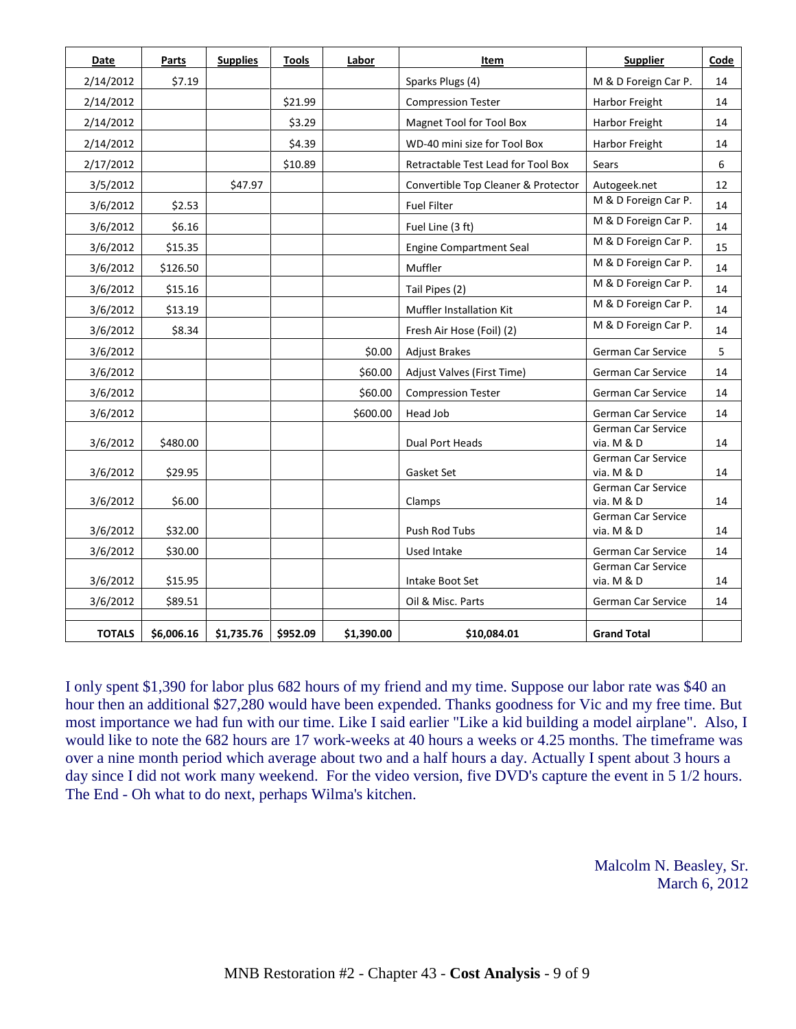| Date | Parts | Supplies | Tools | Labor | Item | Supplier | Code |
|---|---|---|---|---|---|---|---|
| 2/14/2012 | $7.19 | | | | Sparks Plugs (4) | M & D Foreign Car P. | 14 |
| 2/14/2012 | | | $21.99 | | Compression Tester | Harbor Freight | 14 |
| 2/14/2012 | | | $3.29 | | Magnet Tool for Tool Box | Harbor Freight | 14 |
| 2/14/2012 | | | $4.39 | | WD-40 mini size for Tool Box | Harbor Freight | 14 |
| 2/17/2012 | | | $10.89 | | Retractable Test Lead for Tool Box | Sears | 6 |
| 3/5/2012 | | $47.97 | | | Convertible Top Cleaner & Protector | Autogeek.net | 12 |
| 3/6/2012 | $2.53 | | | | Fuel Filter | M & D Foreign Car P. | 14 |
| 3/6/2012 | $6.16 | | | | Fuel Line (3 ft) | M & D Foreign Car P. | 14 |
| 3/6/2012 | $15.35 | | | | Engine Compartment Seal | M & D Foreign Car P. | 15 |
| 3/6/2012 | $126.50 | | | | Muffler | M & D Foreign Car P. | 14 |
| 3/6/2012 | $15.16 | | | | Tail Pipes (2) | M & D Foreign Car P. | 14 |
| 3/6/2012 | $13.19 | | | | Muffler Installation Kit | M & D Foreign Car P. | 14 |
| 3/6/2012 | $8.34 | | | | Fresh Air Hose (Foil) (2) | M & D Foreign Car P. | 14 |
| 3/6/2012 | | | | $0.00 | Adjust Brakes | German Car Service | 5 |
| 3/6/2012 | | | | $60.00 | Adjust Valves (First Time) | German Car Service | 14 |
| 3/6/2012 | | | | $60.00 | Compression Tester | German Car Service | 14 |
| 3/6/2012 | | | | $600.00 | Head Job | German Car Service | 14 |
| 3/6/2012 | $480.00 | | | | Dual Port Heads | German Car Service via. M & D | 14 |
| 3/6/2012 | $29.95 | | | | Gasket Set | German Car Service via. M & D | 14 |
| 3/6/2012 | $6.00 | | | | Clamps | German Car Service via. M & D | 14 |
| 3/6/2012 | $32.00 | | | | Push Rod Tubs | German Car Service via. M & D | 14 |
| 3/6/2012 | $30.00 | | | | Used Intake | German Car Service | 14 |
| 3/6/2012 | $15.95 | | | | Intake Boot Set | German Car Service via. M & D | 14 |
| 3/6/2012 | $89.51 | | | | Oil & Misc. Parts | German Car Service | 14 |
| | | | | | | | |
| **TOTALS** | **$6,006.16** | **$1,735.76** | **$952.09** | **$1,390.00** | **$10,084.01** | **Grand Total** | |

I only spent $1,390 for labor plus 682 hours of my friend and my time. Suppose our labor rate was $40 an hour then an additional $27,280 would have been expended. Thanks goodness for Vic and my free time. But most importance we had fun with our time. Like I said earlier "Like a kid building a model airplane". Also, I would like to note the 682 hours are 17 work-weeks at 40 hours a weeks or 4.25 months. The timeframe was over a nine month period which average about two and a half hours a day. Actually I spent about 3 hours a day since I did not work many weekend. For the video version, five DVD's capture the event in 5 1/2 hours. The End - Oh what to do next, perhaps Wilma's kitchen.

Malcolm N. Beasley, Sr.
March 6, 2012